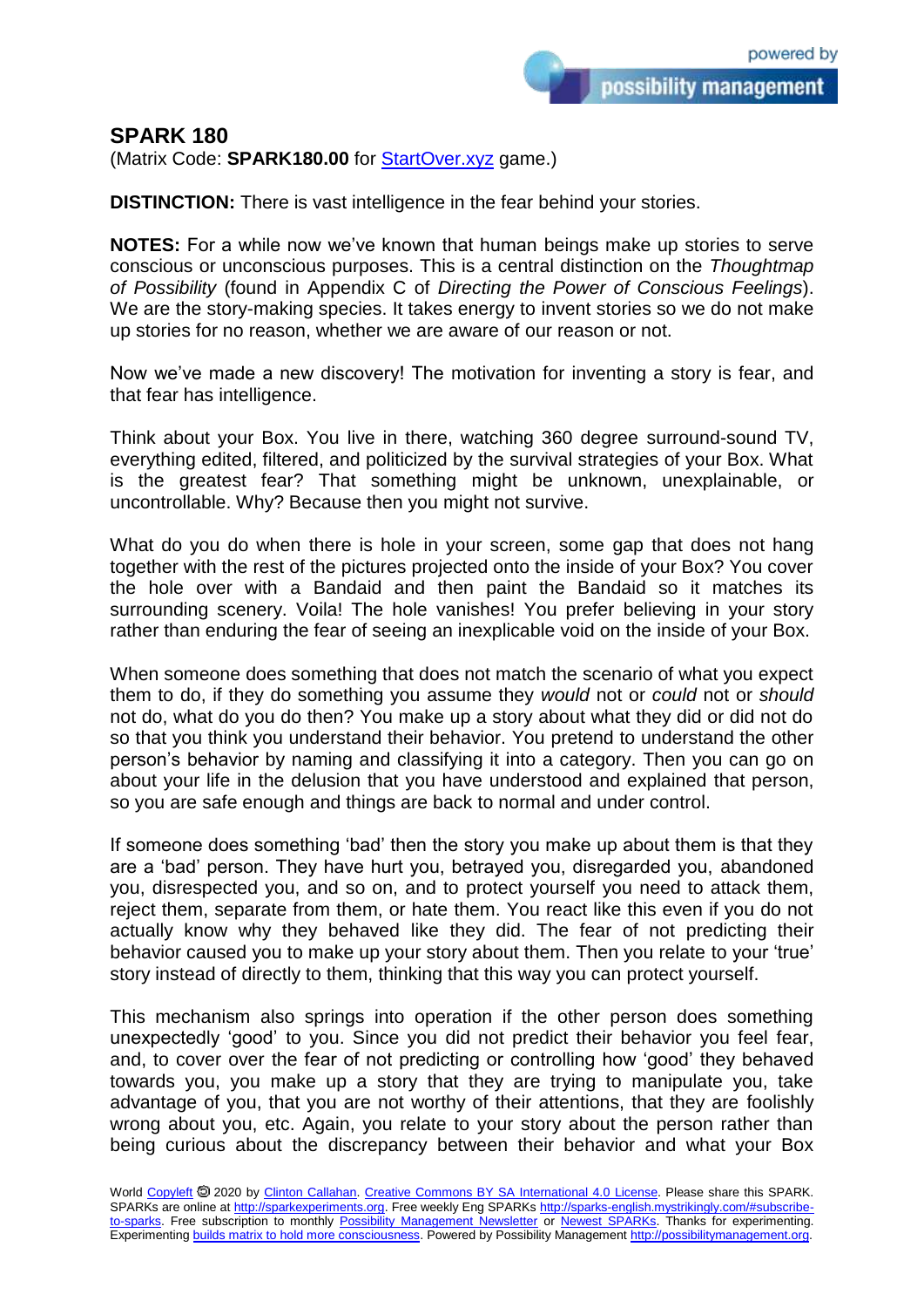## SPARK 180

(Matrix Code: **SPARK180.00** for [StartOver.xyz](StartOver.xyz) game.)

**DISTINCTION:** There is vast intelligence in the fear behind your stories.

**NOTES:** For a while now we've known that human beings make up stories to serve conscious or unconscious purposes. This is a central distinction on the *Thoughtmap of Possibility* (found in Appendix C of *Directing the Power of Conscious Feelings*). We are the story-making species. It takes energy to invent stories so we do not make up stories for no reason, whether we are aware of our reason or not.

Now we've made a new discovery! The motivation for inventing a story is fear, and that fear has intelligence.

Think about your Box. You live in there, watching 360 degree surround-sound TV, everything edited, filtered, and politicized by the survival strategies of your Box. What is the greatest fear? That something might be unknown, unexplainable, or uncontrollable. Why? Because then you might not survive.

What do you do when there is hole in your screen, some gap that does not hang together with the rest of the pictures projected onto the inside of your Box? You cover the hole over with a Bandaid and then paint the Bandaid so it matches its surrounding scenery. Voila! The hole vanishes! You prefer believing in your story rather than enduring the fear of seeing an inexplicable void on the inside of your Box.

When someone does something that does not match the scenario of what you expect them to do, if they do something you assume they *would* not or *could* not or *should* not do, what do you do then? You make up a story about what they did or did not do so that you think you understand their behavior. You pretend to understand the other person's behavior by naming and classifying it into a category. Then you can go on about your life in the delusion that you have understood and explained that person, so you are safe enough and things are back to normal and under control.

If someone does something 'bad' then the story you make up about them is that they are a 'bad' person. They have hurt you, betrayed you, disregarded you, abandoned you, disrespected you, and so on, and to protect yourself you need to attack them, reject them, separate from them, or hate them. You react like this even if you do not actually know why they behaved like they did. The fear of not predicting their behavior caused you to make up your story about them. Then you relate to your 'true' story instead of directly to them, thinking that this way you can protect yourself.

This mechanism also springs into operation if the other person does something unexpectedly 'good' to you. Since you did not predict their behavior you feel fear, and, to cover over the fear of not predicting or controlling how 'good' they behaved towards you, you make up a story that they are trying to manipulate you, take advantage of you, that you are not worthy of their attentions, that they are foolishly wrong about you, etc. Again, you relate to your story about the person rather than being curious about the discrepancy between their behavior and what your Box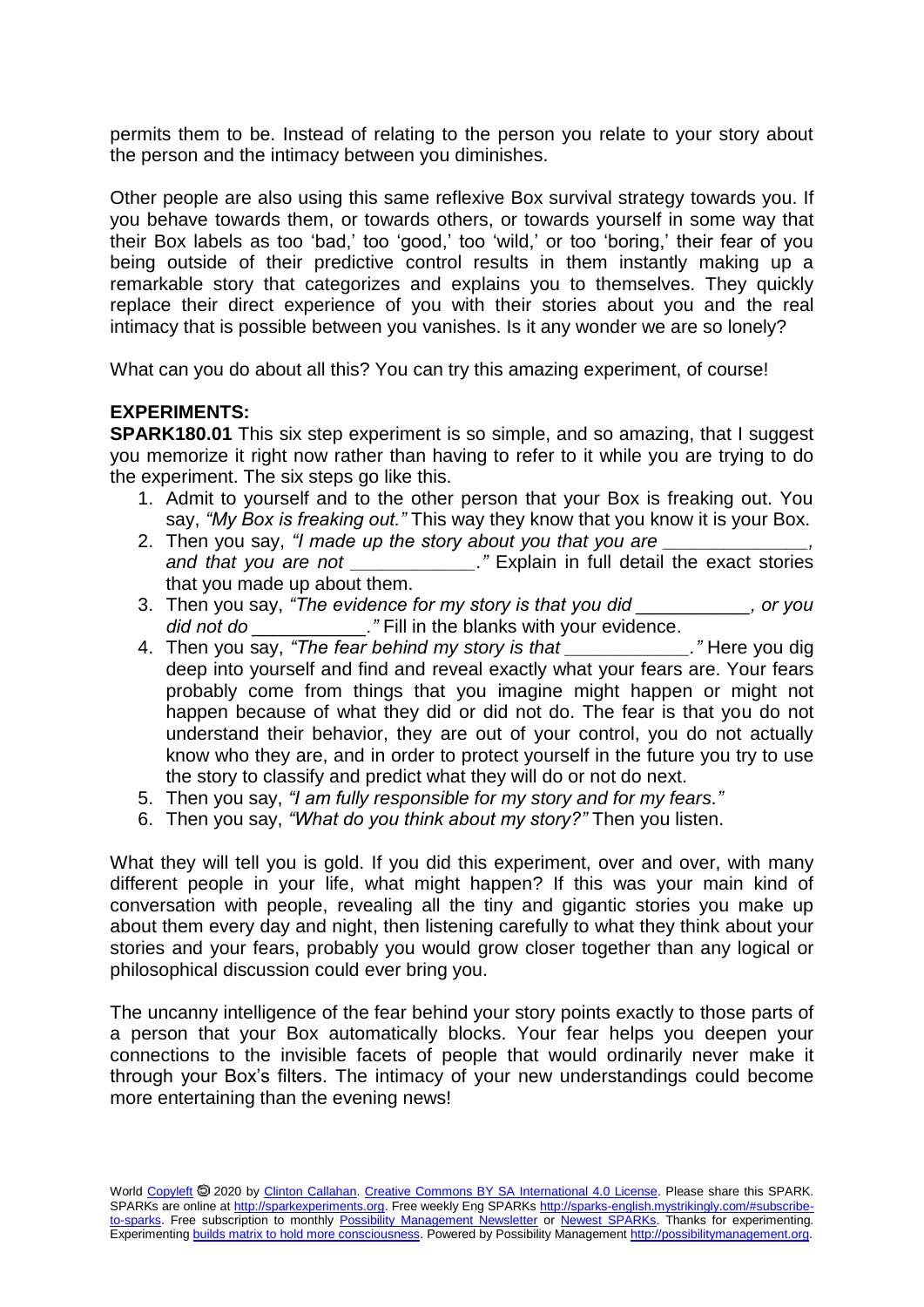permits them to be. Instead of relating to the person you relate to your story about the person and the intimacy between you diminishes.

Other people are also using this same reflexive Box survival strategy towards you. If you behave towards them, or towards others, or towards yourself in some way that their Box labels as too 'bad,' too 'good,' too 'wild,' or too 'boring,' their fear of you being outside of their predictive control results in them instantly making up a remarkable story that categorizes and explains you to themselves. They quickly replace their direct experience of you with their stories about you and the real intimacy that is possible between you vanishes. Is it any wonder we are so lonely?

What can you do about all this? You can try this amazing experiment, of course!

**EXPERIMENTS:**

**SPARK180.01** This six step experiment is so simple, and so amazing, that I suggest you memorize it right now rather than having to refer to it while you are trying to do the experiment. The six steps go like this.

1. Admit to yourself and to the other person that your Box is freaking out. You say, *"My Box is freaking out."* This way they know that you know it is your Box.
2. Then you say, *"I made up the story about you that you are _____________, and that you are not ____________."* Explain in full detail the exact stories that you made up about them.
3. Then you say, *"The evidence for my story is that you did* ___________*, or you did not do* ___________*."* Fill in the blanks with your evidence.
4. Then you say, *"The fear behind my story is that ____________."* Here you dig deep into yourself and find and reveal exactly what your fears are. Your fears probably come from things that you imagine might happen or might not happen because of what they did or did not do. The fear is that you do not understand their behavior, they are out of your control, you do not actually know who they are, and in order to protect yourself in the future you try to use the story to classify and predict what they will do or not do next.
5. Then you say, *"I am fully responsible for my story and for my fears."*
6. Then you say, *"What do you think about my story?"* Then you listen.

What they will tell you is gold. If you did this experiment, over and over, with many different people in your life, what might happen? If this was your main kind of conversation with people, revealing all the tiny and gigantic stories you make up about them every day and night, then listening carefully to what they think about your stories and your fears, probably you would grow closer together than any logical or philosophical discussion could ever bring you.

The uncanny intelligence of the fear behind your story points exactly to those parts of a person that your Box automatically blocks. Your fear helps you deepen your connections to the invisible facets of people that would ordinarily never make it through your Box's filters. The intimacy of your new understandings could become more entertaining than the evening news!

World Copyleft 🄯 2020 by Clinton Callahan. Creative Commons BY SA International 4.0 License. Please share this SPARK. SPARKs are online at http://sparkexperiments.org. Free weekly Eng SPARKs http://sparks-english.mystrikingly.com/#subscribe-to-sparks. Free subscription to monthly Possibility Management Newsletter or Newest SPARKs. Thanks for experimenting. Experimenting builds matrix to hold more consciousness. Powered by Possibility Management http://possibilitymanagement.org.